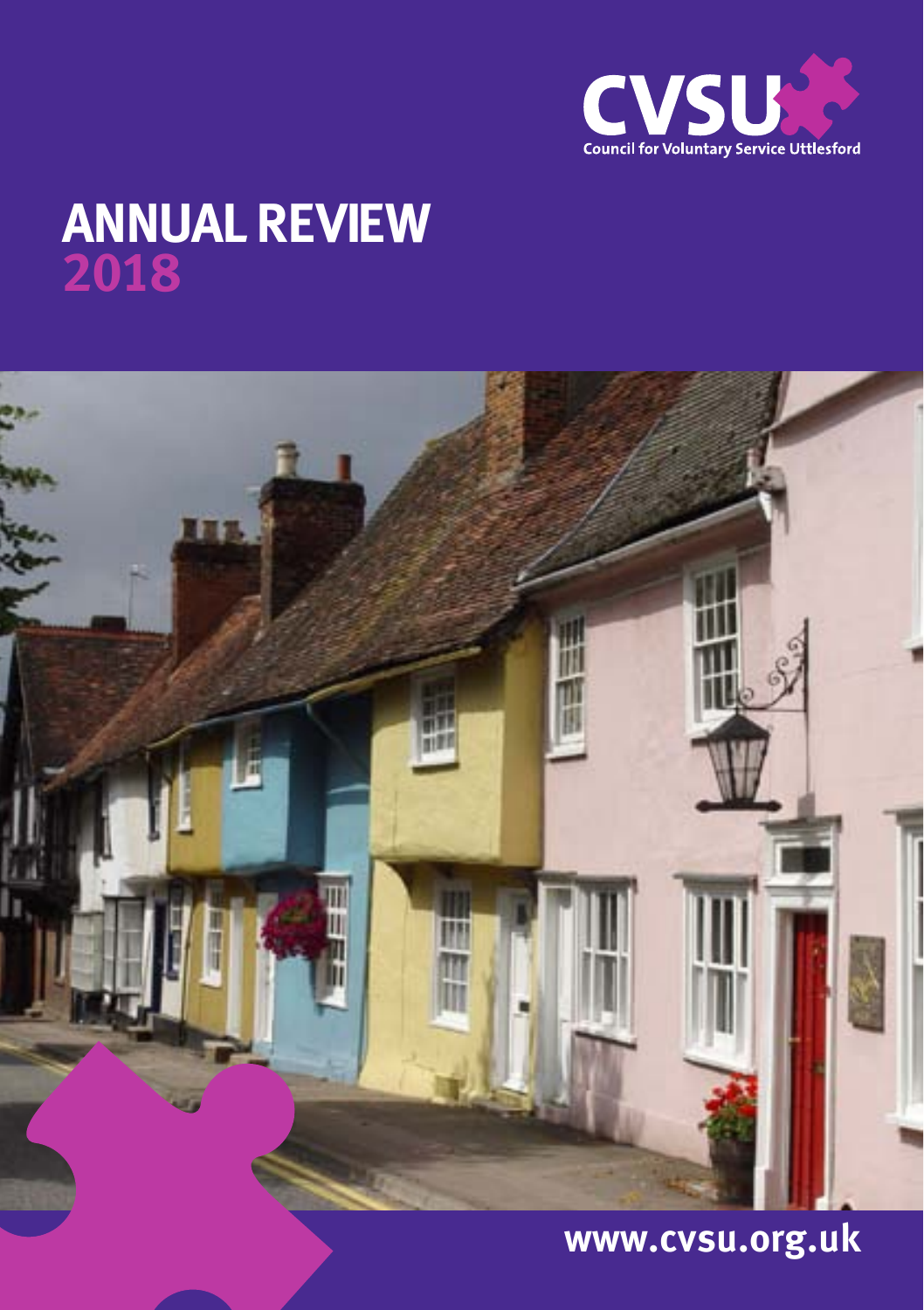CVSU

Council for Voluntary Service Uttlesford

# ANNUAL REVIEW 2018

www.cvsu.org.uk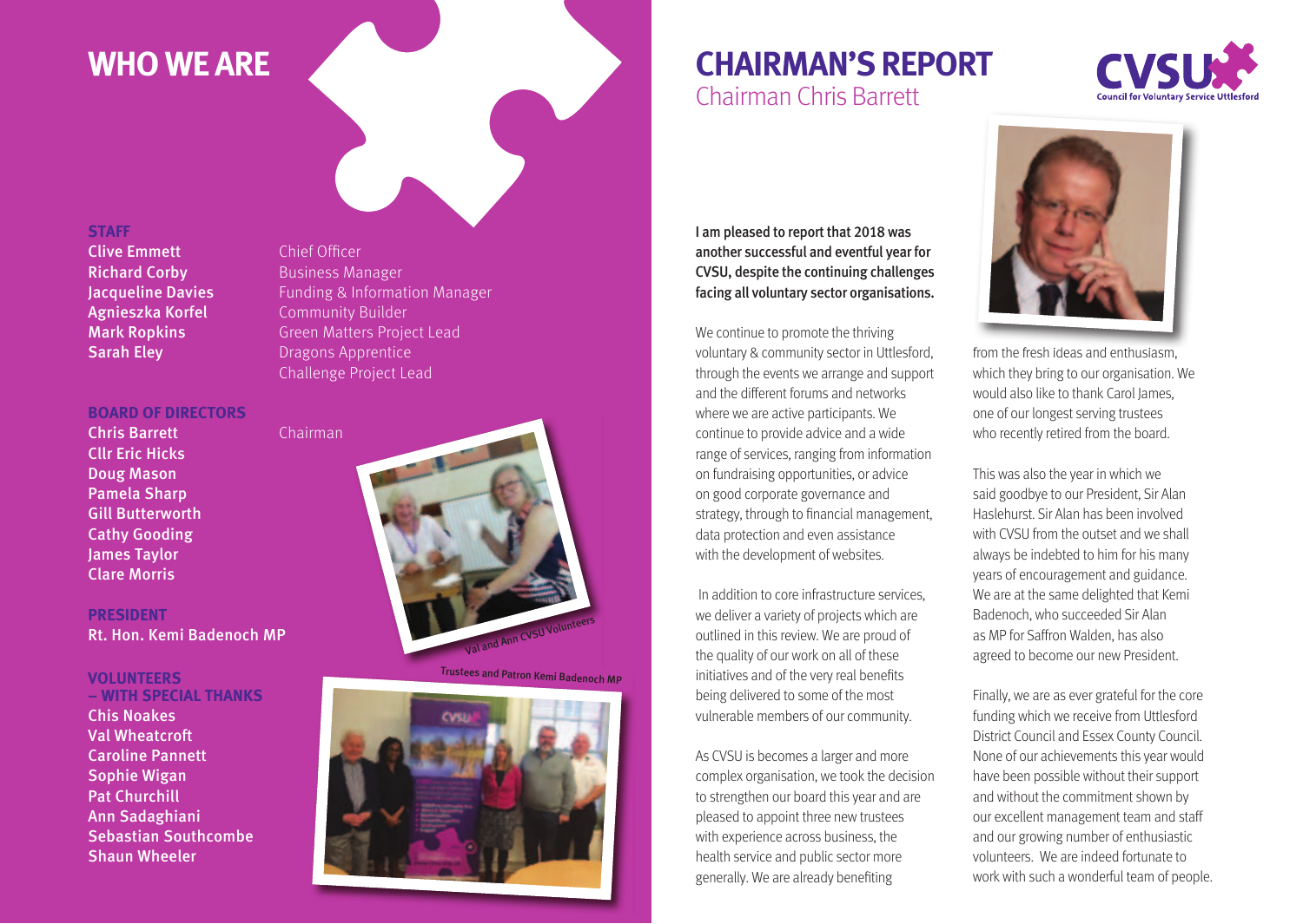# WHO WE ARE

### STAFF

| | |
|---|---|
| **Clive Emmett** | Chief Officer |
| **Richard Corby** | Business Manager |
| **Jacqueline Davies** | Funding & Information Manager |
| **Agnieszka Korfel** | Community Builder |
| **Mark Ropkins** | Green Matters Project Lead |
| **Sarah Eley** | Dragons Apprentice Challenge Project Lead |

### BOARD OF DIRECTORS

**Chris Barrett** Chairman
**Cllr Eric Hicks**
**Doug Mason**
**Pamela Sharp**
**Gill Butterworth**
**Cathy Gooding**
**James Taylor**
**Clare Morris**

### PRESIDENT

**Rt. Hon. Kemi Badenoch MP**

### VOLUNTEERS – WITH SPECIAL THANKS

**Chis Noakes**
**Val Wheatcroft**
**Caroline Pannett**
**Sophie Wigan**
**Pat Churchill**
**Ann Sadaghiani**
**Sebastian Southcombe**
**Shaun Wheeler**

Val and Ann CVSU Volunteers

Trustees and Patron Kemi Badenoch MP

# CHAIRMAN'S REPORT

## Chairman Chris Barrett

**I am pleased to report that 2018 was another successful and eventful year for CVSU, despite the continuing challenges facing all voluntary sector organisations.**

We continue to promote the thriving voluntary & community sector in Uttlesford, through the events we arrange and support and the different forums and networks where we are active participants. We continue to provide advice and a wide range of services, ranging from information on fundraising opportunities, or advice on good corporate governance and strategy, through to financial management, data protection and even assistance with the development of websites.

In addition to core infrastructure services, we deliver a variety of projects which are outlined in this review. We are proud of the quality of our work on all of these initiatives and of the very real benefits being delivered to some of the most vulnerable members of our community.

As CVSU is becomes a larger and more complex organisation, we took the decision to strengthen our board this year and are pleased to appoint three new trustees with experience across business, the health service and public sector more generally. We are already benefiting from the fresh ideas and enthusiasm, which they bring to our organisation. We would also like to thank Carol James, one of our longest serving trustees who recently retired from the board.

This was also the year in which we said goodbye to our President, Sir Alan Haslehurst. Sir Alan has been involved with CVSU from the outset and we shall always be indebted to him for his many years of encouragement and guidance. We are at the same delighted that Kemi Badenoch, who succeeded Sir Alan as MP for Saffron Walden, has also agreed to become our new President.

Finally, we are as ever grateful for the core funding which we receive from Uttlesford District Council and Essex County Council. None of our achievements this year would have been possible without their support and without the commitment shown by our excellent management team and staff and our growing number of enthusiastic volunteers. We are indeed fortunate to work with such a wonderful team of people.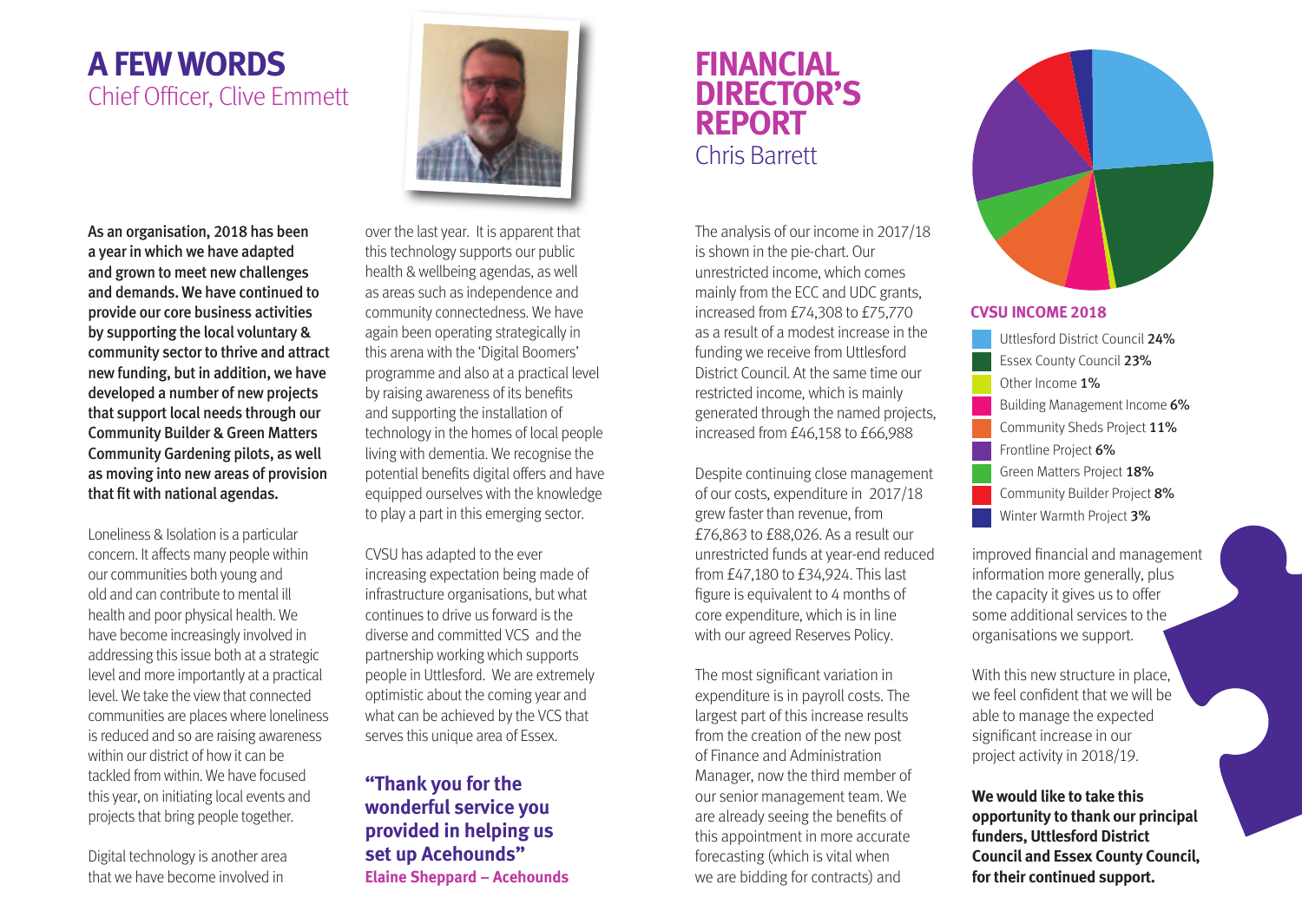# A FEW WORDS

## Chief Officer, Clive Emmett

**As an organisation, 2018 has been a year in which we have adapted and grown to meet new challenges and demands. We have continued to provide our core business activities by supporting the local voluntary & community sector to thrive and attract new funding, but in addition, we have developed a number of new projects that support local needs through our Community Builder & Green Matters Community Gardening pilots, as well as moving into new areas of provision that fit with national agendas.**

Loneliness & Isolation is a particular concern. It affects many people within our communities both young and old and can contribute to mental ill health and poor physical health. We have become increasingly involved in addressing this issue both at a strategic level and more importantly at a practical level. We take the view that connected communities are places where loneliness is reduced and so are raising awareness within our district of how it can be tackled from within. We have focused this year, on initiating local events and projects that bring people together.

Digital technology is another area that we have become involved in over the last year. It is apparent that this technology supports our public health & wellbeing agendas, as well as areas such as independence and community connectedness. We have again been operating strategically in this arena with the 'Digital Boomers' programme and also at a practical level by raising awareness of its benefits and supporting the installation of technology in the homes of local people living with dementia. We recognise the potential benefits digital offers and have equipped ourselves with the knowledge to play a part in this emerging sector.

CVSU has adapted to the ever increasing expectation being made of infrastructure organisations, but what continues to drive us forward is the diverse and committed VCS and the partnership working which supports people in Uttlesford. We are extremely optimistic about the coming year and what can be achieved by the VCS that serves this unique area of Essex.

**"Thank you for the wonderful service you provided in helping us set up Acehounds"**
**Elaine Sheppard – Acehounds**

# FINANCIAL DIRECTOR'S REPORT

## Chris Barrett

The analysis of our income in 2017/18 is shown in the pie-chart. Our unrestricted income, which comes mainly from the ECC and UDC grants, increased from £74,308 to £75,770 as a result of a modest increase in the funding we receive from Uttlesford District Council. At the same time our restricted income, which is mainly generated through the named projects, increased from £46,158 to £66,988

Despite continuing close management of our costs, expenditure in 2017/18 grew faster than revenue, from £76,863 to £88,026. As a result our unrestricted funds at year-end reduced from £47,180 to £34,924. This last figure is equivalent to 4 months of core expenditure, which is in line with our agreed Reserves Policy.

The most significant variation in expenditure is in payroll costs. The largest part of this increase results from the creation of the new post of Finance and Administration Manager, now the third member of our senior management team. We are already seeing the benefits of this appointment in more accurate forecasting (which is vital when we are bidding for contracts) and improved financial and management information more generally, plus the capacity it gives us to offer some additional services to the organisations we support.

With this new structure in place, we feel confident that we will be able to manage the expected significant increase in our project activity in 2018/19.

**We would like to take this opportunity to thank our principal funders, Uttlesford District Council and Essex County Council, for their continued support.**

**CVSU INCOME 2018**

- Uttlesford District Council **24%**
- Essex County Council **23%**
- Other Income **1%**
- Building Management Income **6%**
- Community Sheds Project **11%**
- Frontline Project **6%**
- Green Matters Project **18%**
- Community Builder Project **8%**
- Winter Warmth Project **3%**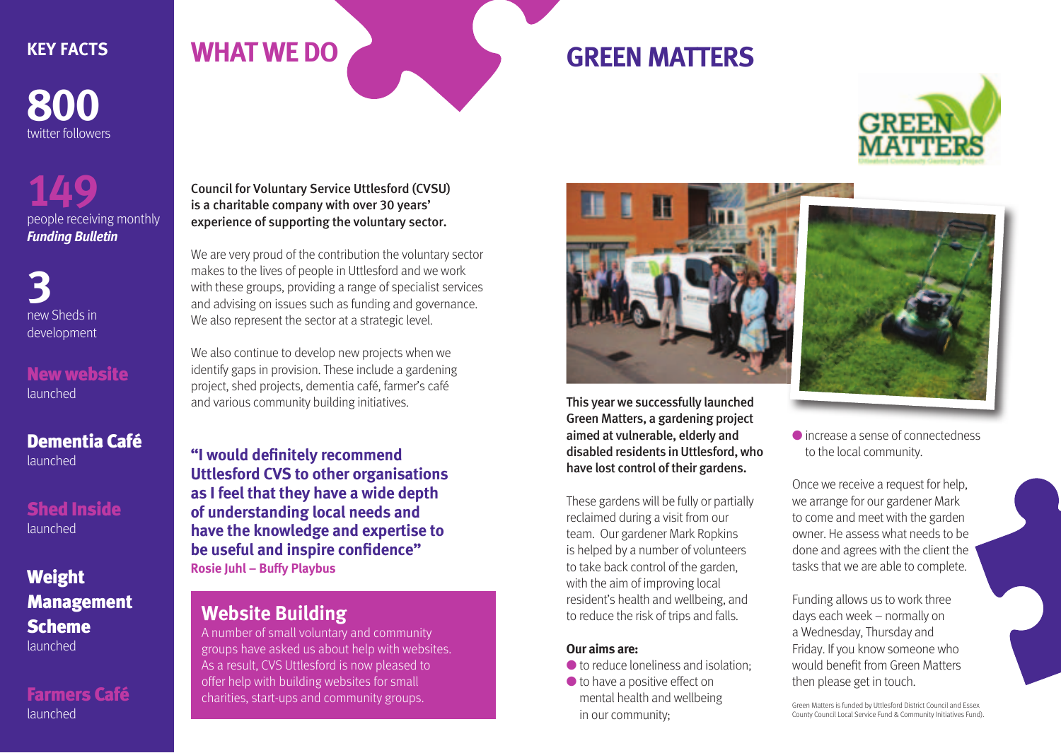## KEY FACTS

**800**
twitter followers

**149**
people receiving monthly ***Funding Bulletin***

**3**
new Sheds in development

**New website**
launched

**Dementia Café**
launched

**Shed Inside**
launched

**Weight Management Scheme**
launched

**Farmers Café**
launched

# WHAT WE DO

**Council for Voluntary Service Uttlesford (CVSU) is a charitable company with over 30 years' experience of supporting the voluntary sector.**

We are very proud of the contribution the voluntary sector makes to the lives of people in Uttlesford and we work with these groups, providing a range of specialist services and advising on issues such as funding and governance. We also represent the sector at a strategic level.

We also continue to develop new projects when we identify gaps in provision. These include a gardening project, shed projects, dementia café, farmer's café and various community building initiatives.

**"I would definitely recommend Uttlesford CVS to other organisations as I feel that they have a wide depth of understanding local needs and have the knowledge and expertise to be useful and inspire confidence"**
**Rosie Juhl – Buffy Playbus**

## Website Building

A number of small voluntary and community groups have asked us about help with websites. As a result, CVS Uttlesford is now pleased to offer help with building websites for small charities, start-ups and community groups.

# GREEN MATTERS

**This year we successfully launched Green Matters, a gardening project aimed at vulnerable, elderly and disabled residents in Uttlesford, who have lost control of their gardens.**

These gardens will be fully or partially reclaimed during a visit from our team. Our gardener Mark Ropkins is helped by a number of volunteers to take back control of the garden, with the aim of improving local resident's health and wellbeing, and to reduce the risk of trips and falls.

**Our aims are:**

- to reduce loneliness and isolation;
- to have a positive effect on mental health and wellbeing in our community;
- increase a sense of connectedness to the local community.

Once we receive a request for help, we arrange for our gardener Mark to come and meet with the garden owner. He assesses what needs to be done and agrees with the client the tasks that we are able to complete.

Funding allows us to work three days each week – normally on a Wednesday, Thursday and Friday. If you know someone who would benefit from Green Matters then please get in touch.

Green Matters is funded by Uttlesford District Council and Essex County Council Local Service Fund & Community Initiatives Fund).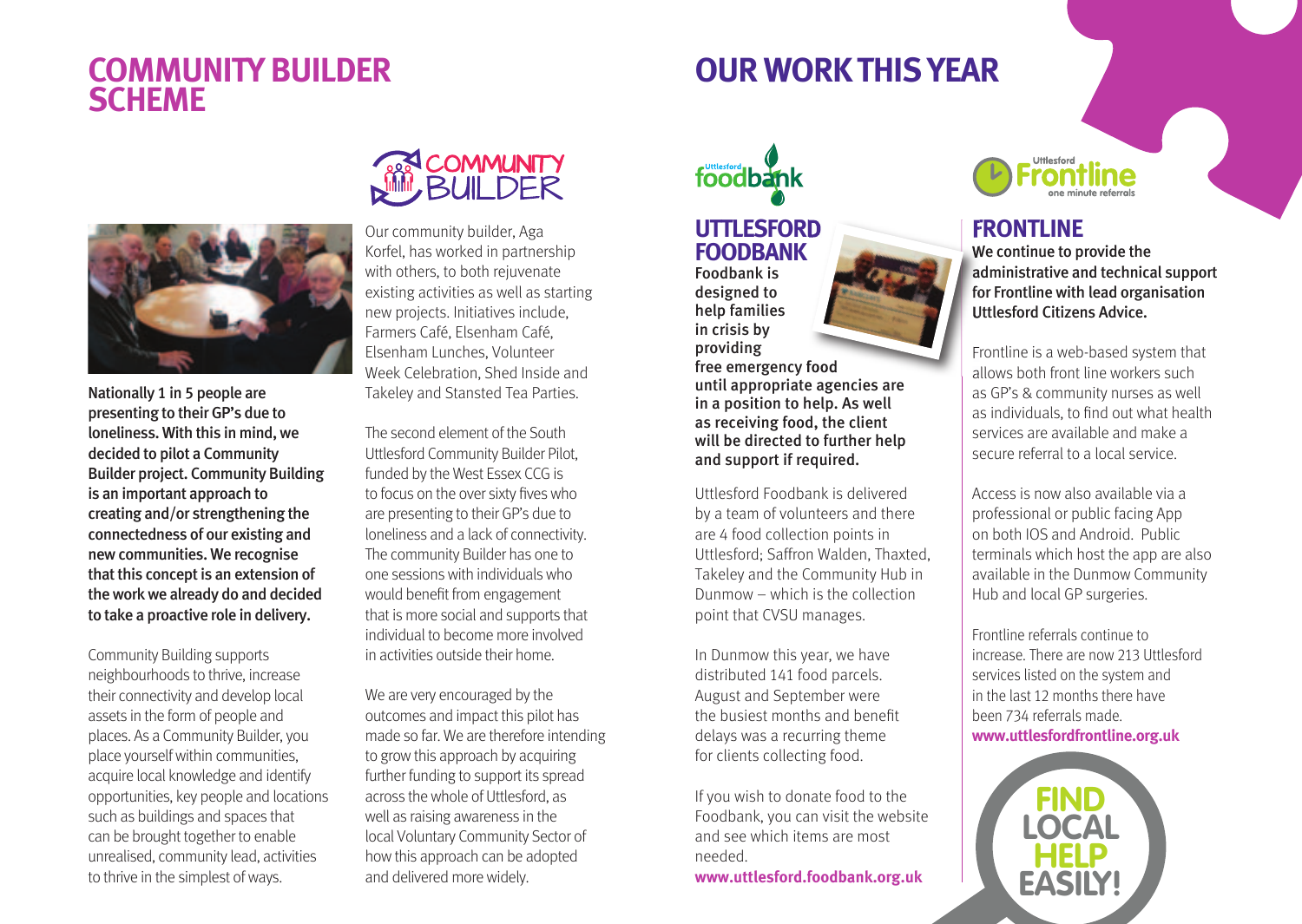# COMMUNITY BUILDER SCHEME

**Nationally 1 in 5 people are presenting to their GP's due to loneliness. With this in mind, we decided to pilot a Community Builder project. Community Building is an important approach to creating and/or strengthening the connectedness of our existing and new communities. We recognise that this concept is an extension of the work we already do and decided to take a proactive role in delivery.**

Community Building supports neighbourhoods to thrive, increase their connectivity and develop local assets in the form of people and places. As a Community Builder, you place yourself within communities, acquire local knowledge and identify opportunities, key people and locations such as buildings and spaces that can be brought together to enable unrealised, community lead, activities to thrive in the simplest of ways.

COMMUNITY BUILDER

Our community builder, Aga Korfel, has worked in partnership with others, to both rejuvenate existing activities as well as starting new projects. Initiatives include, Farmers Café, Elsenham Café, Elsenham Lunches, Volunteer Week Celebration, Shed Inside and Takeley and Stansted Tea Parties.

The second element of the South Uttlesford Community Builder Pilot, funded by the West Essex CCG is to focus on the over sixty fives who are presenting to their GP's due to loneliness and a lack of connectivity. The community Builder has one to one sessions with individuals who would benefit from engagement that is more social and supports that individual to become more involved in activities outside their home.

We are very encouraged by the outcomes and impact this pilot has made so far. We are therefore intending to grow this approach by acquiring further funding to support its spread across the whole of Uttlesford, as well as raising awareness in the local Voluntary Community Sector of how this approach can be adopted and delivered more widely.

# OUR WORK THIS YEAR

## UTTLESFORD FOODBANK

**Foodbank is designed to help families in crisis by providing free emergency food until appropriate agencies are in a position to help. As well as receiving food, the client will be directed to further help and support if required.**

Uttlesford Foodbank is delivered by a team of volunteers and there are 4 food collection points in Uttlesford; Saffron Walden, Thaxted, Takeley and the Community Hub in Dunmow – which is the collection point that CVSU manages.

In Dunmow this year, we have distributed 141 food parcels. August and September were the busiest months and benefit delays was a recurring theme for clients collecting food.

If you wish to donate food to the Foodbank, you can visit the website and see which items are most needed.
**www.uttlesford.foodbank.org.uk**

## FRONTLINE

**We continue to provide the administrative and technical support for Frontline with lead organisation Uttlesford Citizens Advice.**

Frontline is a web-based system that allows both front line workers such as GP's & community nurses as well as individuals, to find out what health services are available and make a secure referral to a local service.

Access is now also available via a professional or public facing App on both IOS and Android. Public terminals which host the app are also available in the Dunmow Community Hub and local GP surgeries.

Frontline referrals continue to increase. There are now 213 Uttlesford services listed on the system and in the last 12 months there have been 734 referrals made.
**www.uttlesfordfrontline.org.uk**

FIND LOCAL HELP EASILY!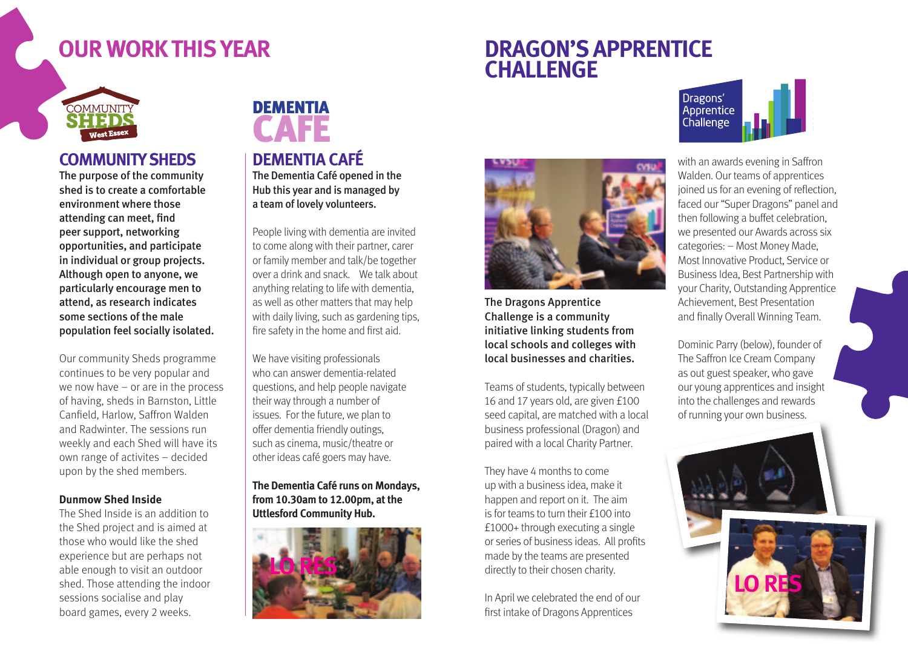# OUR WORK THIS YEAR

## COMMUNITY SHEDS

**The purpose of the community shed is to create a comfortable environment where those attending can meet, find peer support, networking opportunities, and participate in individual or group projects. Although open to anyone, we particularly encourage men to attend, as research indicates some sections of the male population feel socially isolated.**

Our community Sheds programme continues to be very popular and we now have – or are in the process of having, sheds in Barnston, Little Canfield, Harlow, Saffron Walden and Radwinter. The sessions run weekly and each Shed will have its own range of activites – decided upon by the shed members.

**Dunmow Shed Inside**

The Shed Inside is an addition to the Shed project and is aimed at those who would like the shed experience but are perhaps not able enough to visit an outdoor shed. Those attending the indoor sessions socialise and play board games, every 2 weeks.

## DEMENTIA CAFÉ

**The Dementia Café opened in the Hub this year and is managed by a team of lovely volunteers.**

People living with dementia are invited to come along with their partner, carer or family member and talk/be together over a drink and snack. We talk about anything relating to life with dementia, as well as other matters that may help with daily living, such as gardening tips, fire safety in the home and first aid.

We have visiting professionals who can answer dementia-related questions, and help people navigate their way through a number of issues. For the future, we plan to offer dementia friendly outings, such as cinema, music/theatre or other ideas café goers may have.

**The Dementia Café runs on Mondays, from 10.30am to 12.00pm, at the Uttlesford Community Hub.**

# DRAGON'S APPRENTICE CHALLENGE

**The Dragons Apprentice Challenge is a community initiative linking students from local schools and colleges with local businesses and charities.**

Teams of students, typically between 16 and 17 years old, are given £100 seed capital, are matched with a local business professional (Dragon) and paired with a local Charity Partner.

They have 4 months to come up with a business idea, make it happen and report on it. The aim is for teams to turn their £100 into £1000+ through executing a single or series of business ideas. All profits made by the teams are presented directly to their chosen charity.

In April we celebrated the end of our first intake of Dragons Apprentices with an awards evening in Saffron Walden. Our teams of apprentices joined us for an evening of reflection, faced our "Super Dragons" panel and then following a buffet celebration, we presented our Awards across six categories: – Most Money Made, Most Innovative Product, Service or Business Idea, Best Partnership with your Charity, Outstanding Apprentice Achievement, Best Presentation and finally Overall Winning Team.

Dominic Parry (below), founder of The Saffron Ice Cream Company as out guest speaker, who gave our young apprentices and insight into the challenges and rewards of running your own business.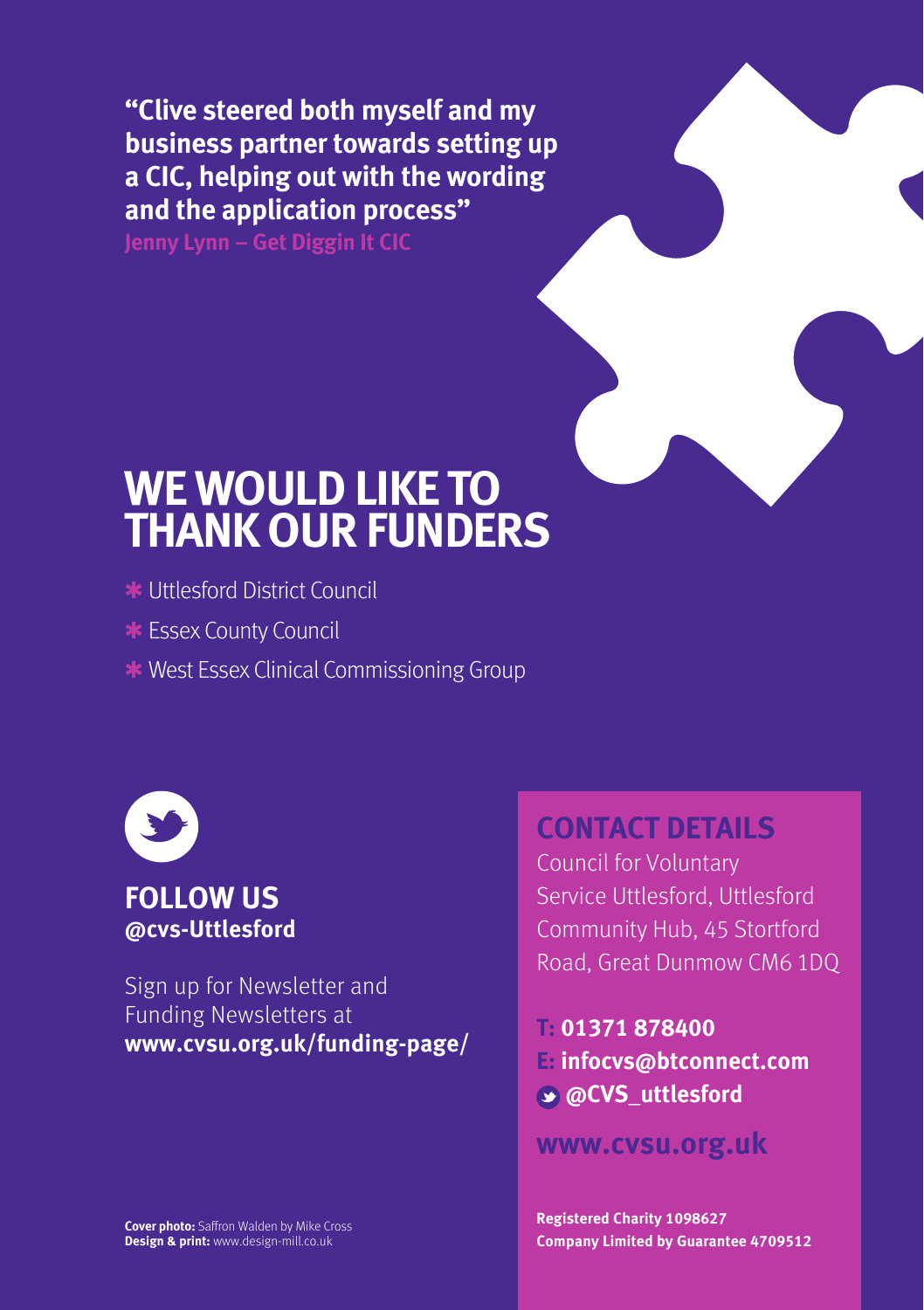**"Clive steered both myself and my business partner towards setting up a CIC, helping out with the wording and the application process"**
**Jenny Lynn – Get Diggin It CIC**

# WE WOULD LIKE TO THANK OUR FUNDERS

* Uttlesford District Council
* Essex County Council
* West Essex Clinical Commissioning Group

## FOLLOW US
**@cvs-Uttlesford**

Sign up for Newsletter and Funding Newsletters at
**www.cvsu.org.uk/funding-page/**

## CONTACT DETAILS

Council for Voluntary Service Uttlesford, Uttlesford Community Hub, 45 Stortford Road, Great Dunmow CM6 1DQ

**T: 01371 878400**
**E: infocvs@btconnect.com**
**@CVS_uttlesford**

**www.cvsu.org.uk**

**Registered Charity 1098627**
**Company Limited by Guarantee 4709512**

**Cover photo:** Saffron Walden by Mike Cross
**Design & print:** www.design-mill.co.uk